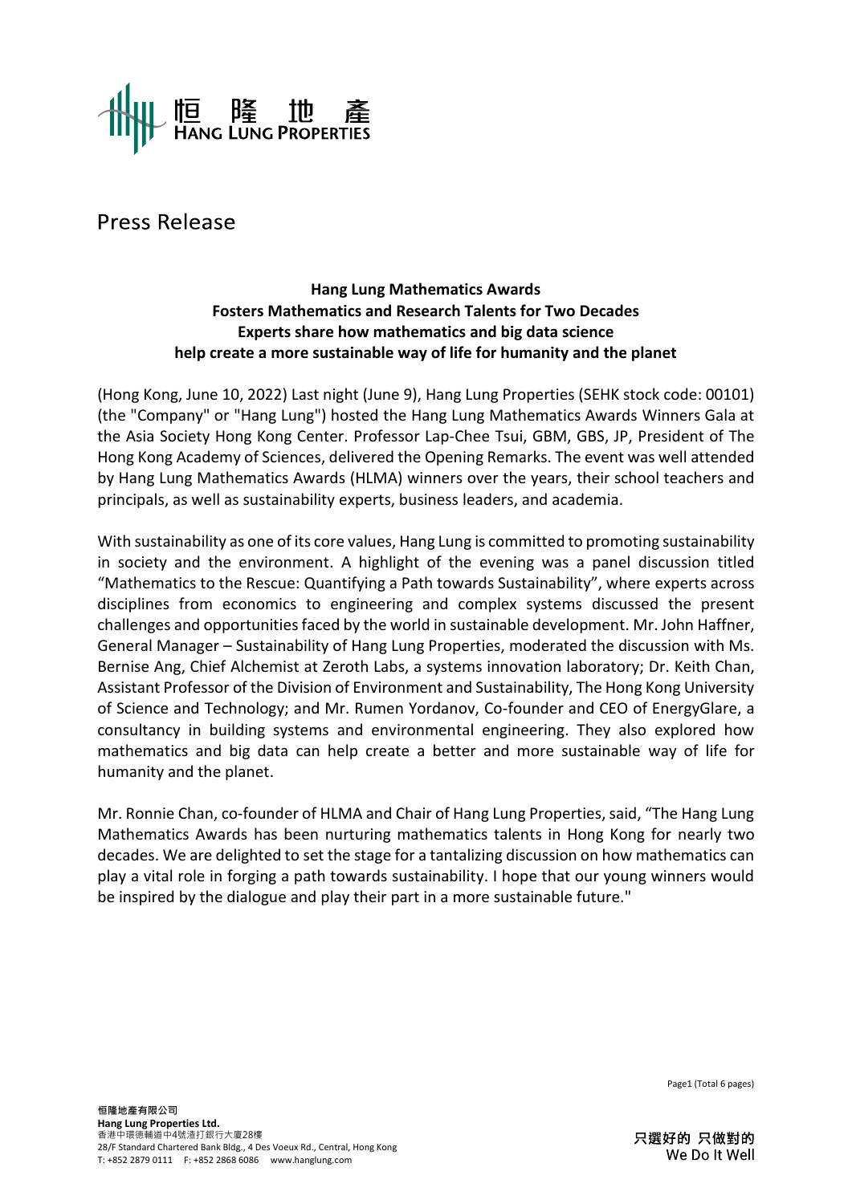# Press Release

**Hang Lung Mathematics Awards**
**Fosters Mathematics and Research Talents for Two Decades**
**Experts share how mathematics and big data science**
**help create a more sustainable way of life for humanity and the planet**

(Hong Kong, June 10, 2022) Last night (June 9), Hang Lung Properties (SEHK stock code: 00101) (the "Company" or "Hang Lung") hosted the Hang Lung Mathematics Awards Winners Gala at the Asia Society Hong Kong Center. Professor Lap-Chee Tsui, GBM, GBS, JP, President of The Hong Kong Academy of Sciences, delivered the Opening Remarks. The event was well attended by Hang Lung Mathematics Awards (HLMA) winners over the years, their school teachers and principals, as well as sustainability experts, business leaders, and academia.

With sustainability as one of its core values, Hang Lung is committed to promoting sustainability in society and the environment. A highlight of the evening was a panel discussion titled "Mathematics to the Rescue: Quantifying a Path towards Sustainability", where experts across disciplines from economics to engineering and complex systems discussed the present challenges and opportunities faced by the world in sustainable development. Mr. John Haffner, General Manager – Sustainability of Hang Lung Properties, moderated the discussion with Ms. Bernise Ang, Chief Alchemist at Zeroth Labs, a systems innovation laboratory; Dr. Keith Chan, Assistant Professor of the Division of Environment and Sustainability, The Hong Kong University of Science and Technology; and Mr. Rumen Yordanov, Co-founder and CEO of EnergyGlare, a consultancy in building systems and environmental engineering. They also explored how mathematics and big data can help create a better and more sustainable way of life for humanity and the planet.

Mr. Ronnie Chan, co-founder of HLMA and Chair of Hang Lung Properties, said, "The Hang Lung Mathematics Awards has been nurturing mathematics talents in Hong Kong for nearly two decades. We are delighted to set the stage for a tantalizing discussion on how mathematics can play a vital role in forging a path towards sustainability. I hope that our young winners would be inspired by the dialogue and play their part in a more sustainable future."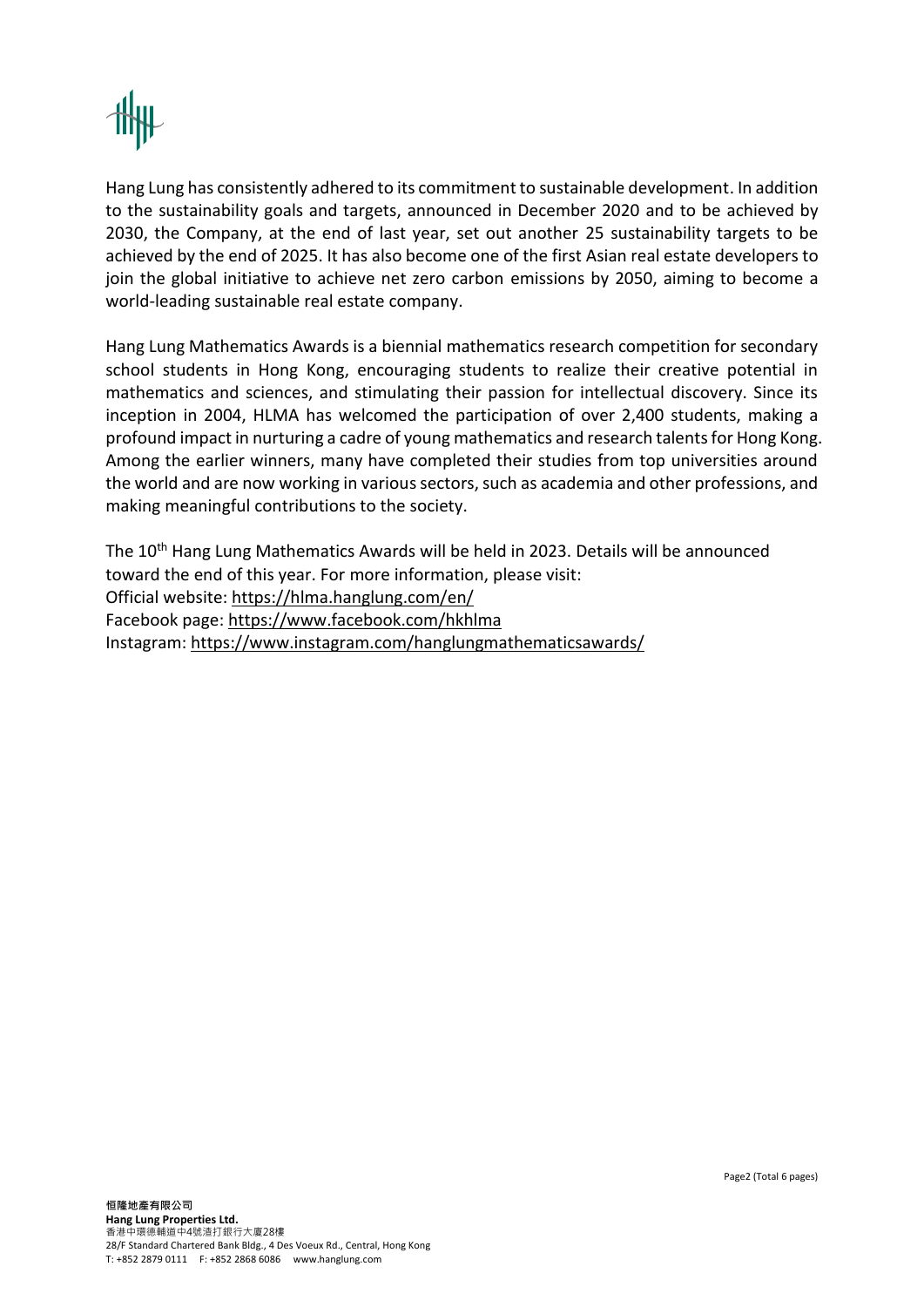Hang Lung has consistently adhered to its commitment to sustainable development. In addition to the sustainability goals and targets, announced in December 2020 and to be achieved by 2030, the Company, at the end of last year, set out another 25 sustainability targets to be achieved by the end of 2025. It has also become one of the first Asian real estate developers to join the global initiative to achieve net zero carbon emissions by 2050, aiming to become a world-leading sustainable real estate company.

Hang Lung Mathematics Awards is a biennial mathematics research competition for secondary school students in Hong Kong, encouraging students to realize their creative potential in mathematics and sciences, and stimulating their passion for intellectual discovery. Since its inception in 2004, HLMA has welcomed the participation of over 2,400 students, making a profound impact in nurturing a cadre of young mathematics and research talents for Hong Kong. Among the earlier winners, many have completed their studies from top universities around the world and are now working in various sectors, such as academia and other professions, and making meaningful contributions to the society.

The 10th Hang Lung Mathematics Awards will be held in 2023. Details will be announced toward the end of this year. For more information, please visit:
Official website: https://hlma.hanglung.com/en/
Facebook page: https://www.facebook.com/hkhlma
Instagram: https://www.instagram.com/hanglungmathematicsawards/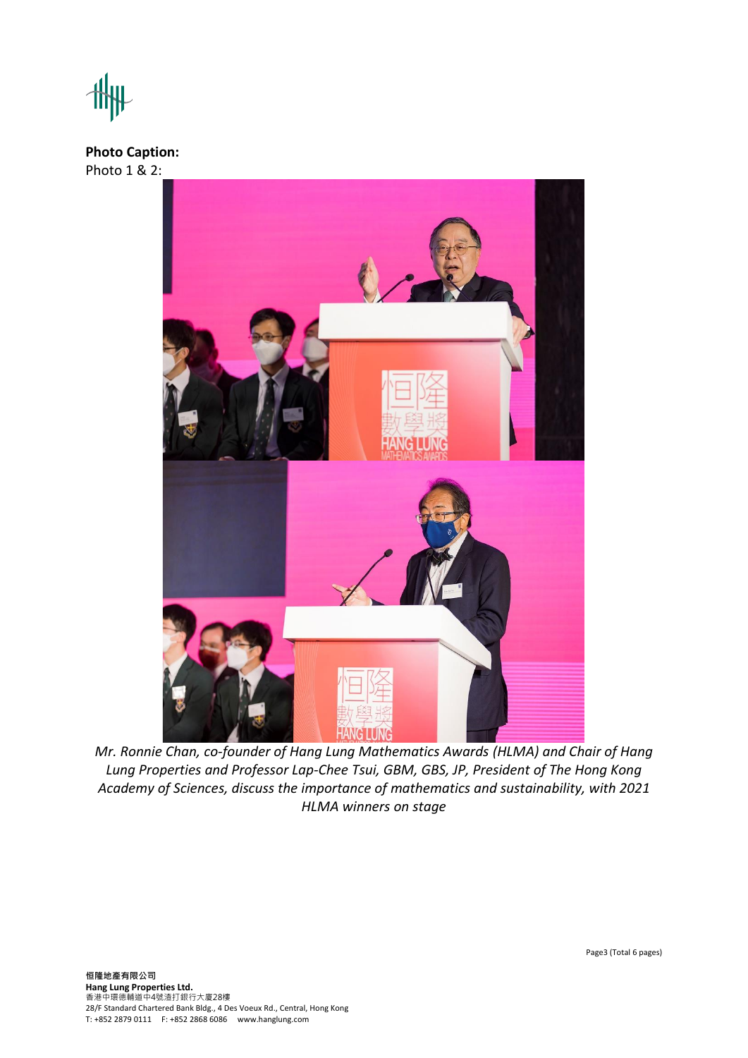**Photo Caption:**

Photo 1 & 2:

*Mr. Ronnie Chan, co-founder of Hang Lung Mathematics Awards (HLMA) and Chair of Hang Lung Properties and Professor Lap-Chee Tsui, GBM, GBS, JP, President of The Hong Kong Academy of Sciences, discuss the importance of mathematics and sustainability, with 2021 HLMA winners on stage*

恒隆地產有限公司
**Hang Lung Properties Ltd.**
香港中環德輔道中4號渣打銀行大廈28樓
28/F Standard Chartered Bank Bldg., 4 Des Voeux Rd., Central, Hong Kong
T: +852 2879 0111 F: +852 2868 6086 www.hanglung.com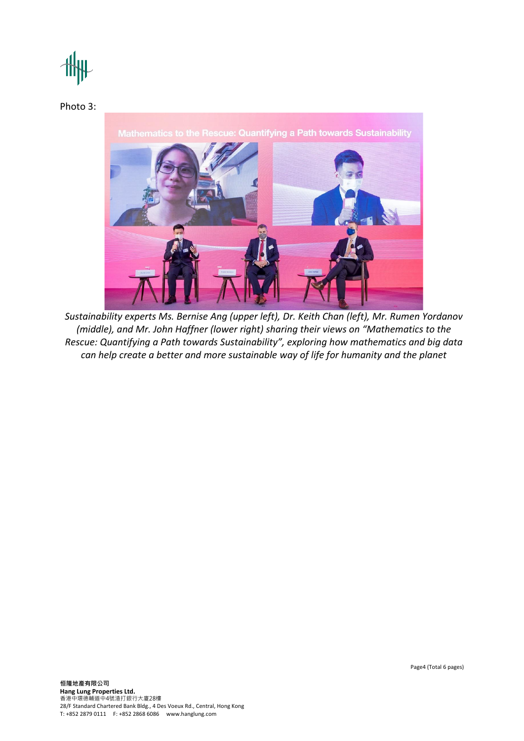Photo 3:

*Sustainability experts Ms. Bernise Ang (upper left), Dr. Keith Chan (left), Mr. Rumen Yordanov (middle), and Mr. John Haffner (lower right) sharing their views on "Mathematics to the Rescue: Quantifying a Path towards Sustainability", exploring how mathematics and big data can help create a better and more sustainable way of life for humanity and the planet*

**恒隆地產有限公司**
**Hang Lung Properties Ltd.**
香港中環德輔道中4號渣打銀行大廈28樓
28/F Standard Chartered Bank Bldg., 4 Des Voeux Rd., Central, Hong Kong
T: +852 2879 0111 F: +852 2868 6086 www.hanglung.com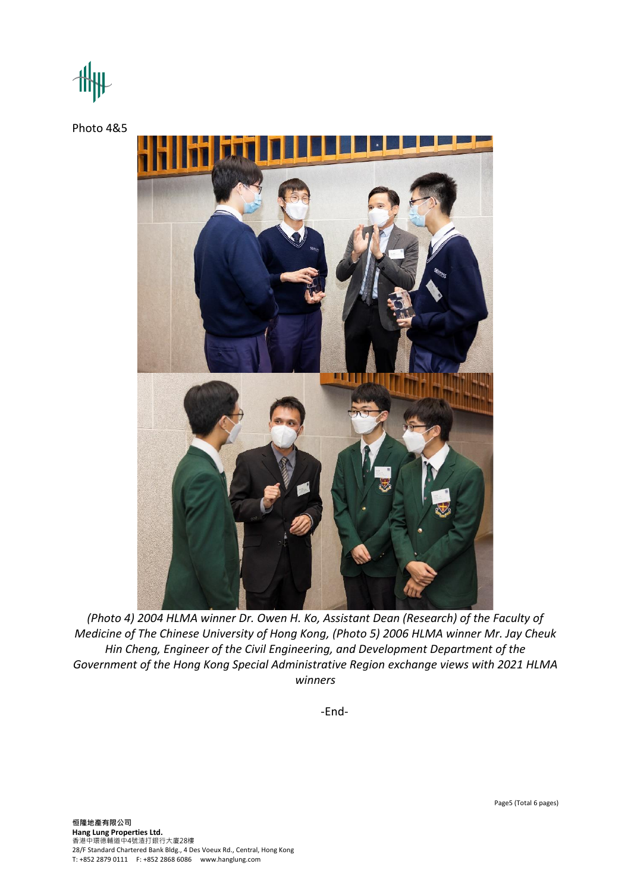Photo 4&5

*(Photo 4) 2004 HLMA winner Dr. Owen H. Ko, Assistant Dean (Research) of the Faculty of Medicine of The Chinese University of Hong Kong, (Photo 5) 2006 HLMA winner Mr. Jay Cheuk Hin Cheng, Engineer of the Civil Engineering, and Development Department of the Government of the Hong Kong Special Administrative Region exchange views with 2021 HLMA winners*

-End-

**恒隆地產有限公司**
**Hang Lung Properties Ltd.**
香港中環德輔道中4號渣打銀行大廈28樓
28/F Standard Chartered Bank Bldg., 4 Des Voeux Rd., Central, Hong Kong
T: +852 2879 0111 F: +852 2868 6086 www.hanglung.com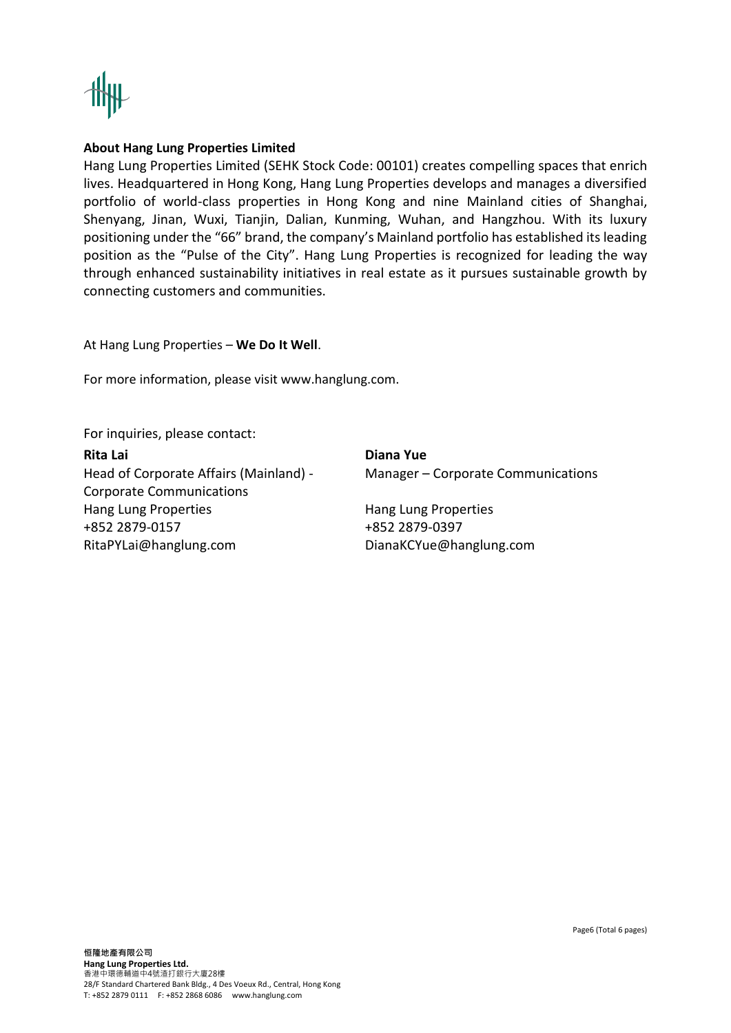**About Hang Lung Properties Limited**

Hang Lung Properties Limited (SEHK Stock Code: 00101) creates compelling spaces that enrich lives. Headquartered in Hong Kong, Hang Lung Properties develops and manages a diversified portfolio of world-class properties in Hong Kong and nine Mainland cities of Shanghai, Shenyang, Jinan, Wuxi, Tianjin, Dalian, Kunming, Wuhan, and Hangzhou. With its luxury positioning under the "66" brand, the company's Mainland portfolio has established its leading position as the "Pulse of the City". Hang Lung Properties is recognized for leading the way through enhanced sustainability initiatives in real estate as it pursues sustainable growth by connecting customers and communities.

At Hang Lung Properties – **We Do It Well**.

For more information, please visit www.hanglung.com.

For inquiries, please contact:

**Rita Lai**
Head of Corporate Affairs (Mainland) - Corporate Communications
Hang Lung Properties
+852 2879-0157
RitaPYLai@hanglung.com

**Diana Yue**
Manager – Corporate Communications

Hang Lung Properties
+852 2879-0397
DianaKCYue@hanglung.com

**恒隆地產有限公司**
**Hang Lung Properties Ltd.**
香港中環德輔道中4號渣打銀行大廈28樓
28/F Standard Chartered Bank Bldg., 4 Des Voeux Rd., Central, Hong Kong
T: +852 2879 0111 F: +852 2868 6086 www.hanglung.com